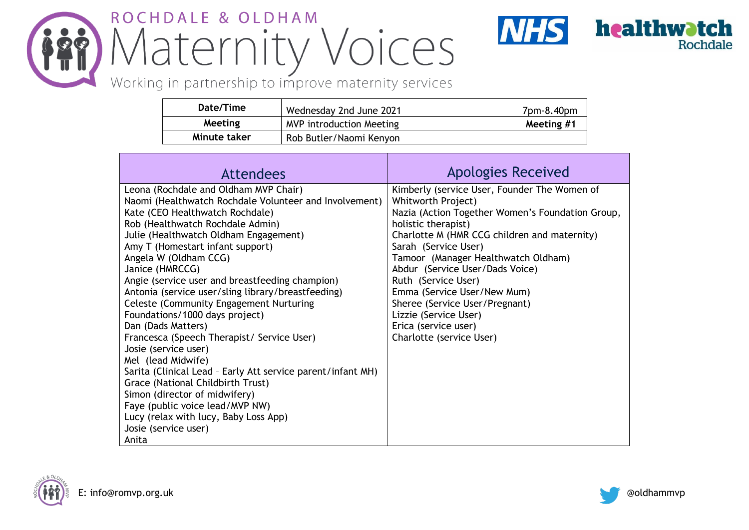# ROCHDALE & OLDHAM Maternity Voices

Working in partnership to improve maternity services

| Date/Time | Wednesday 2nd June 2021 | 7pm-8.40pm |
|---|---|---|
| Meeting | MVP introduction Meeting | **Meeting #1** |
| Minute taker | Rob Butler/Naomi Kenyon | |

| Attendees | Apologies Received |
|---|---|
| Leona (Rochdale and Oldham MVP Chair)<br>Naomi (Healthwatch Rochdale Volunteer and Involvement)<br>Kate (CEO Healthwatch Rochdale)<br>Rob (Healthwatch Rochdale Admin)<br>Julie (Healthwatch Oldham Engagement)<br>Amy T (Homestart infant support)<br>Angela W (Oldham CCG)<br>Janice (HMRCCG)<br>Angie (service user and breastfeeding champion)<br>Antonia (service user/sling library/breastfeeding)<br>Celeste (Community Engagement Nurturing Foundations/1000 days project)<br>Dan (Dads Matters)<br>Francesca (Speech Therapist/ Service User)<br>Josie (service user)<br>Mel (lead Midwife)<br>Sarita (Clinical Lead - Early Att service parent/infant MH)<br>Grace (National Childbirth Trust)<br>Simon (director of midwifery)<br>Faye (public voice lead/MVP NW)<br>Lucy (relax with lucy, Baby Loss App)<br>Josie (service user)<br>Anita | Kimberly (service User, Founder The Women of Whitworth Project)<br>Nazia (Action Together Women's Foundation Group, holistic therapist)<br>Charlotte M (HMR CCG children and maternity)<br>Sarah (Service User)<br>Tamoor (Manager Healthwatch Oldham)<br>Abdur (Service User/Dads Voice)<br>Ruth (Service User)<br>Emma (Service User/New Mum)<br>Sheree (Service User/Pregnant)<br>Lizzie (Service User)<br>Erica (service user)<br>Charlotte (service User) |

E: info@romvp.org.uk

@oldhammvp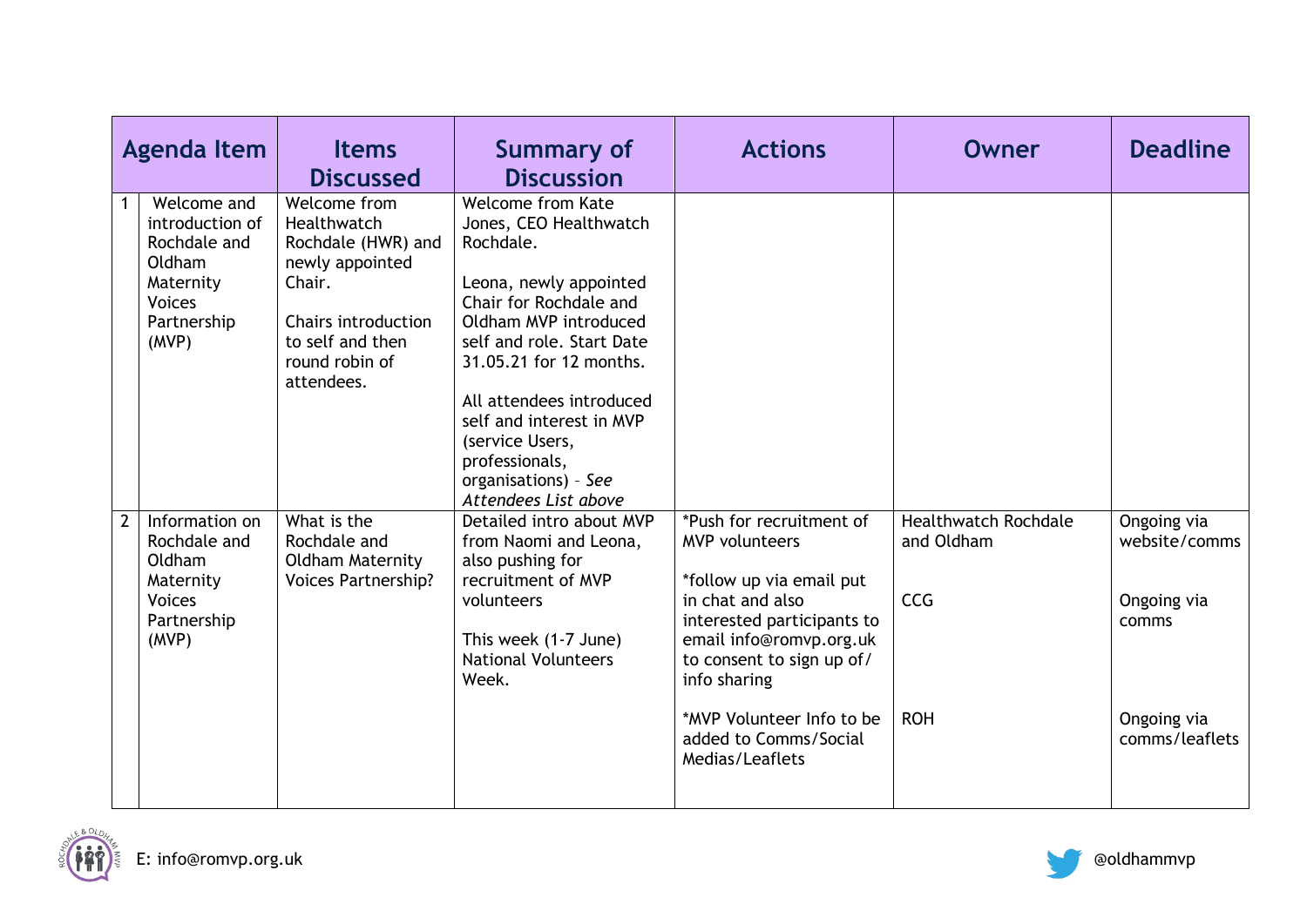| | Agenda Item | Items Discussed | Summary of Discussion | Actions | Owner | Deadline |
|---|---|---|---|---|---|---|
| 1 | Welcome and introduction of Rochdale and Oldham Maternity Voices Partnership (MVP) | Welcome from Healthwatch Rochdale (HWR) and newly appointed Chair.<br><br>Chairs introduction to self and then round robin of attendees. | Welcome from Kate Jones, CEO Healthwatch Rochdale.<br><br>Leona, newly appointed Chair for Rochdale and Oldham MVP introduced self and role. Start Date 31.05.21 for 12 months.<br><br>All attendees introduced self and interest in MVP (service Users, professionals, organisations) – *See Attendees List above* | | | |
| 2 | Information on Rochdale and Oldham Maternity Voices Partnership (MVP) | What is the Rochdale and Oldham Maternity Voices Partnership? | Detailed intro about MVP from Naomi and Leona, also pushing for recruitment of MVP volunteers<br><br>This week (1-7 June) National Volunteers Week. | *Push for recruitment of MVP volunteers<br><br>*follow up via email put in chat and also interested participants to email info@romvp.org.uk to consent to sign up of/ info sharing<br><br>*MVP Volunteer Info to be added to Comms/Social Medias/Leaflets | Healthwatch Rochdale and Oldham<br><br>CCG<br><br>ROH | Ongoing via website/comms<br><br>Ongoing via comms<br><br>Ongoing via comms/leaflets |

E: info@romvp.org.uk

@oldhammvp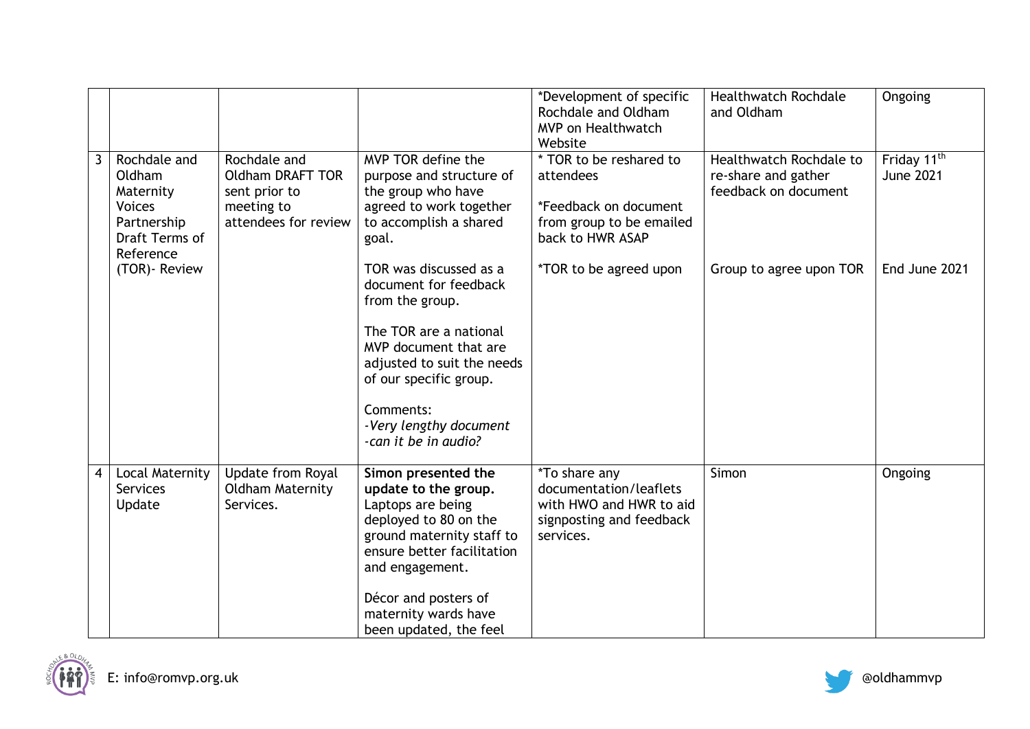| | | | | | | |
|---|---|---|---|---|---|---|
| | | | | *Development of specific Rochdale and Oldham MVP on Healthwatch Website | Healthwatch Rochdale and Oldham | Ongoing |
| 3 | Rochdale and Oldham Maternity Voices Partnership Draft Terms of Reference (TOR)- Review | Rochdale and Oldham DRAFT TOR sent prior to meeting to attendees for review | MVP TOR define the purpose and structure of the group who have agreed to work together to accomplish a shared goal.<br><br>TOR was discussed as a document for feedback from the group.<br><br>The TOR are a national MVP document that are adjusted to suit the needs of our specific group.<br><br>Comments:<br>*-Very lengthy document*<br>*-can it be in audio?* | * TOR to be reshared to attendees<br><br>*Feedback on document from group to be emailed back to HWR ASAP<br><br>*TOR to be agreed upon | Healthwatch Rochdale to re-share and gather feedback on document<br><br>Group to agree upon TOR | Friday 11th June 2021<br><br>End June 2021 |
| 4 | Local Maternity Services Update | Update from Royal Oldham Maternity Services. | **Simon presented the update to the group.**<br>Laptops are being deployed to 80 on the ground maternity staff to ensure better facilitation and engagement.<br><br>Décor and posters of maternity wards have been updated, the feel | *To share any documentation/leaflets with HWO and HWR to aid signposting and feedback services. | Simon | Ongoing |

E: info@romvp.org.uk

@oldhammvp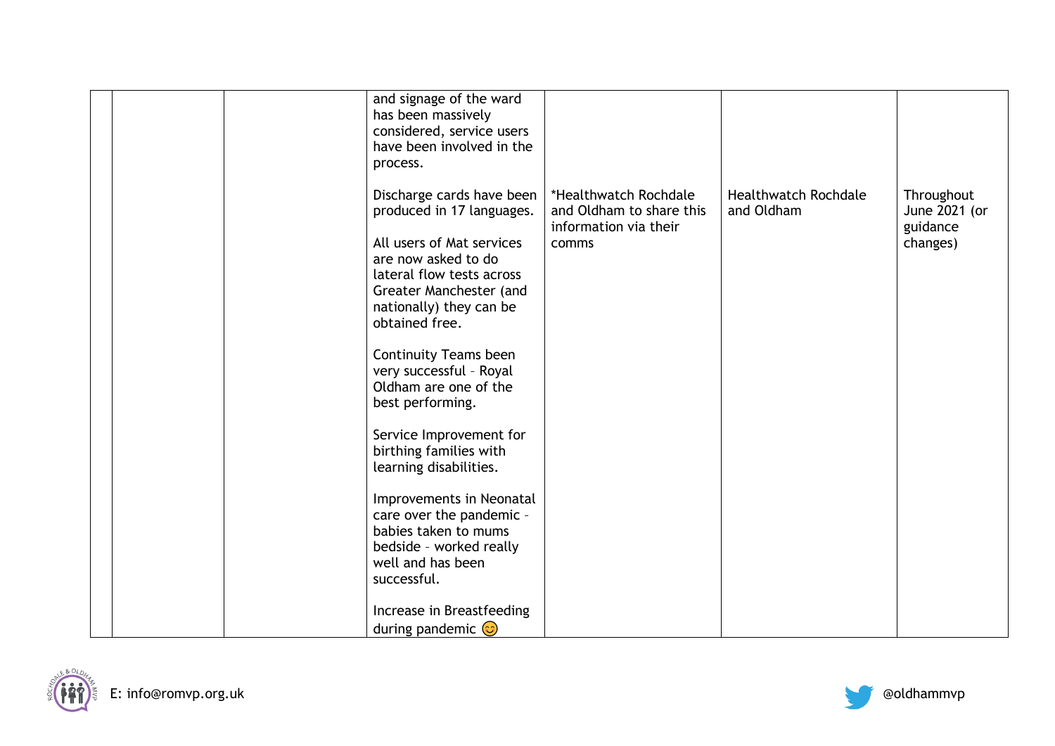|  |  |  |  |  |  |  |
|---|---|---|---|---|---|---|
|  |  |  | and signage of the ward has been massively considered, service users have been involved in the process.<br><br>Discharge cards have been produced in 17 languages.<br><br>All users of Mat services are now asked to do lateral flow tests across Greater Manchester (and nationally) they can be obtained free.<br><br>Continuity Teams been very successful – Royal Oldham are one of the best performing.<br><br>Service Improvement for birthing families with learning disabilities.<br><br>Improvements in Neonatal care over the pandemic – babies taken to mums bedside – worked really well and has been successful.<br><br>Increase in Breastfeeding during pandemic 😊 | *Healthwatch Rochdale and Oldham to share this information via their comms | Healthwatch Rochdale and Oldham | Throughout June 2021 (or guidance changes) |

E: info@romvp.org.uk

@oldhammvp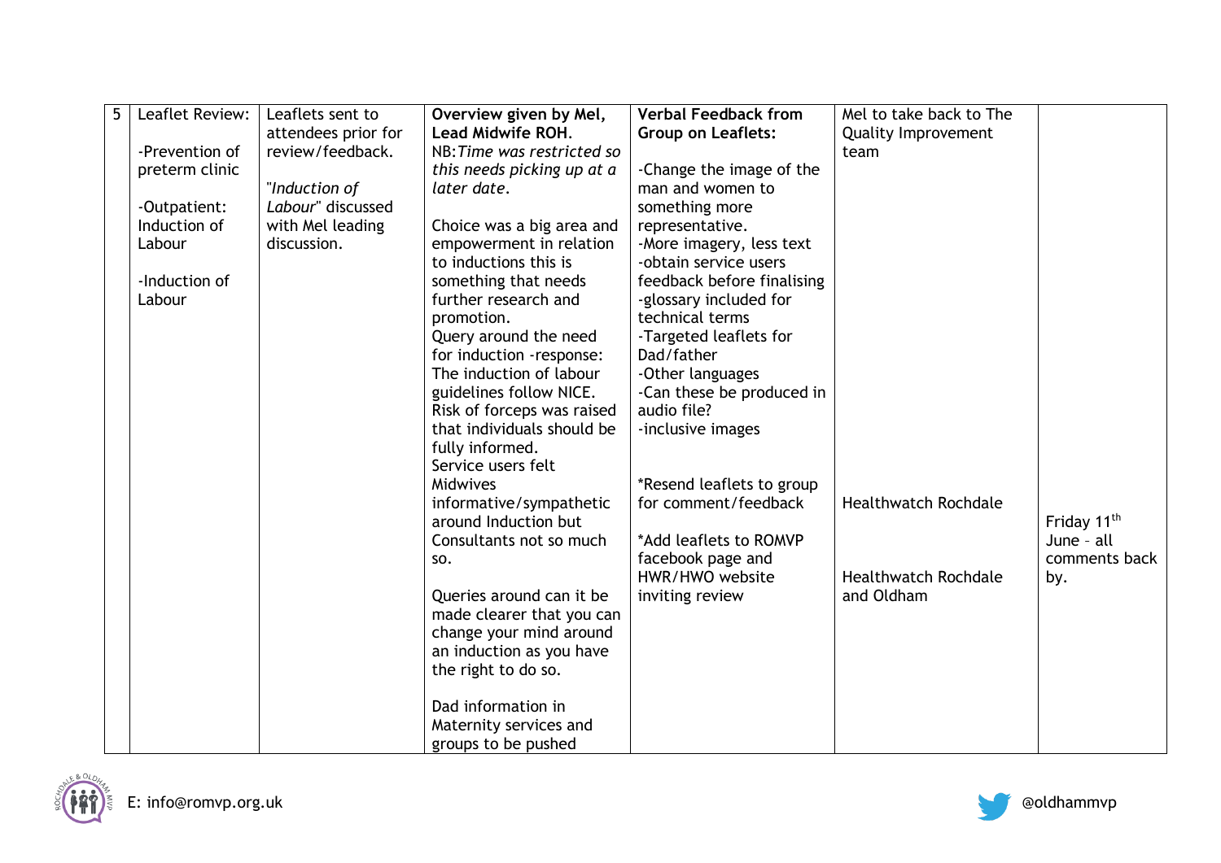| 5 | Leaflet Review:<br><br>-Prevention of preterm clinic<br><br>-Outpatient: Induction of Labour<br><br>-Induction of Labour | Leaflets sent to attendees prior for review/feedback.<br><br>"*Induction of Labour*" discussed with Mel leading discussion. | **Overview given by Mel, Lead Midwife ROH.**<br>NB: *Time was restricted so this needs picking up at a later date.*<br><br>Choice was a big area and empowerment in relation to inductions this is something that needs further research and promotion.<br>Query around the need for induction -response: The induction of labour guidelines follow NICE.<br>Risk of forceps was raised that individuals should be fully informed.<br>Service users felt Midwives informative/sympathetic around Induction but Consultants not so much so.<br><br>Queries around can it be made clearer that you can change your mind around an induction as you have the right to do so.<br><br>Dad information in Maternity services and groups to be pushed | **Verbal Feedback from Group on Leaflets:**<br><br>-Change the image of the man and women to something more representative.<br>-More imagery, less text<br>-obtain service users feedback before finalising<br>-glossary included for technical terms<br>-Targeted leaflets for Dad/father<br>-Other languages<br>-Can these be produced in audio file?<br>-inclusive images<br><br>*Resend leaflets to group for comment/feedback<br><br>*Add leaflets to ROMVP facebook page and HWR/HWO website inviting review | Mel to take back to The Quality Improvement team<br><br>Healthwatch Rochdale<br><br>Healthwatch Rochdale and Oldham | Friday 11th June - all comments back by. |
|---|---|---|---|---|---|---|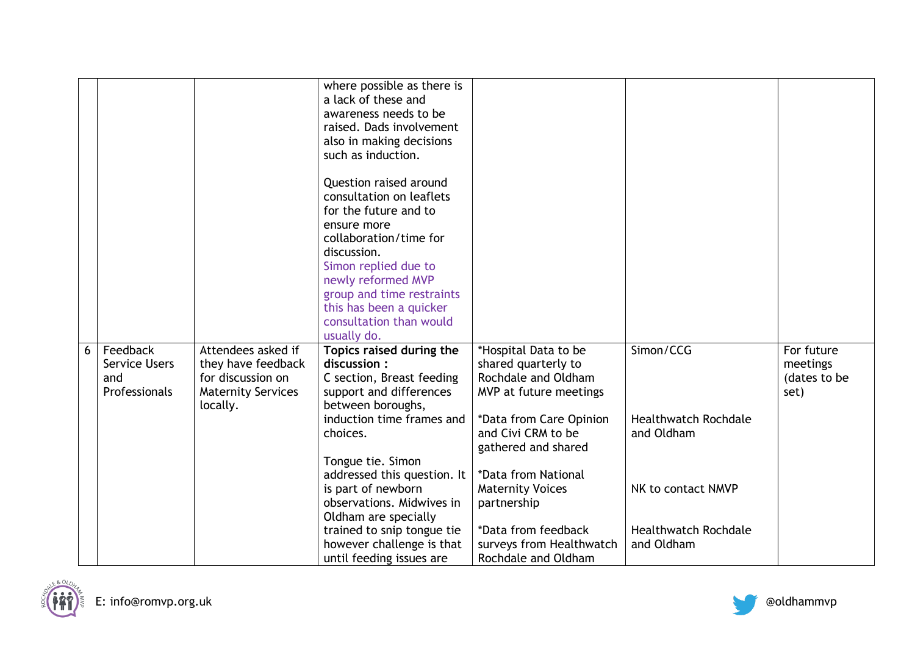| | | | | | | |
|---|---|---|---|---|---|---|
| | | | where possible as there is a lack of these and awareness needs to be raised. Dads involvement also in making decisions such as induction.<br><br>Question raised around consultation on leaflets for the future and to ensure more collaboration/time for discussion.<br>Simon replied due to newly reformed MVP group and time restraints this has been a quicker consultation than would usually do. | | | |
| 6 | Feedback Service Users and Professionals | Attendees asked if they have feedback for discussion on Maternity Services locally. | **Topics raised during the discussion :**<br>C section, Breast feeding support and differences between boroughs, induction time frames and choices.<br><br>Tongue tie. Simon addressed this question. It is part of newborn observations. Midwives in Oldham are specially trained to snip tongue tie however challenge is that until feeding issues are | *Hospital Data to be shared quarterly to Rochdale and Oldham MVP at future meetings<br><br>*Data from Care Opinion and Civi CRM to be gathered and shared<br><br>*Data from National Maternity Voices partnership<br><br>*Data from feedback surveys from Healthwatch Rochdale and Oldham | Simon/CCG<br><br>Healthwatch Rochdale and Oldham<br><br>NK to contact NMVP<br><br>Healthwatch Rochdale and Oldham | For future meetings (dates to be set) |

E: info@romvp.org.uk

@oldhammvp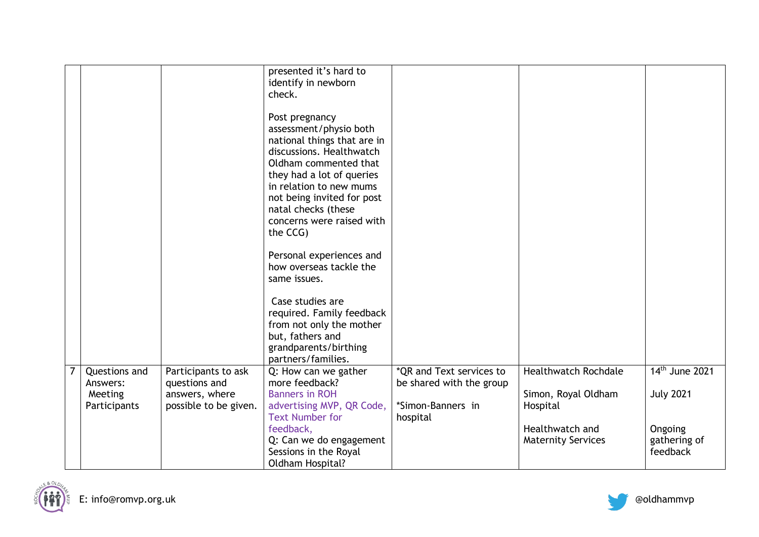| | | | | | | |
|---|---|---|---|---|---|---|
| | | | presented it's hard to identify in newborn check.<br><br>Post pregnancy assessment/physio both national things that are in discussions. Healthwatch Oldham commented that they had a lot of queries in relation to new mums not being invited for post natal checks (these concerns were raised with the CCG)<br><br>Personal experiences and how overseas tackle the same issues.<br><br>Case studies are required. Family feedback from not only the mother but, fathers and grandparents/birthing partners/families. | | | |
| 7 | Questions and Answers: Meeting Participants | Participants to ask questions and answers, where possible to be given. | Q: How can we gather more feedback? Banners in ROH advertising MVP, QR Code, Text Number for feedback,<br>Q: Can we do engagement Sessions in the Royal Oldham Hospital? | *QR and Text services to be shared with the group<br><br>*Simon-Banners in hospital | Healthwatch Rochdale<br><br>Simon, Royal Oldham Hospital<br><br>Healthwatch and Maternity Services | 14th June 2021<br><br>July 2021<br><br>Ongoing gathering of feedback |

E: info@romvp.org.uk

@oldhammvp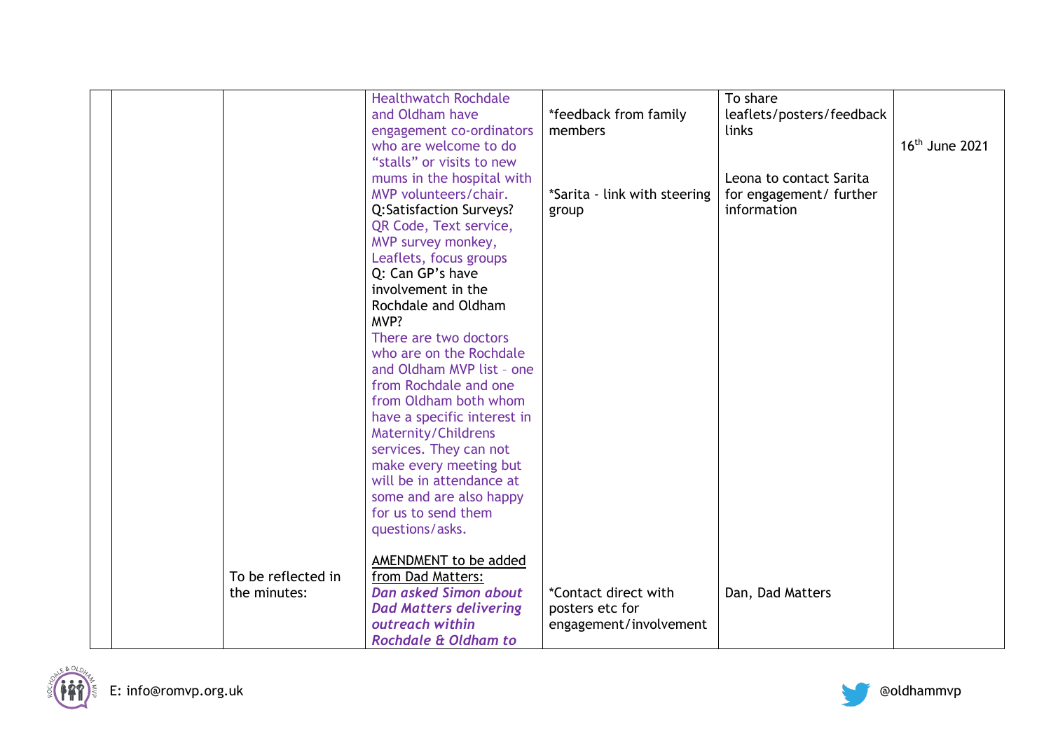|  |  |  |  |  |  |
|---|---|---|---|---|---|
|  |  | Healthwatch Rochdale and Oldham have engagement co-ordinators who are welcome to do “stalls” or visits to new mums in the hospital with MVP volunteers/chair.<br>Q:Satisfaction Surveys?<br>QR Code, Text service, MVP survey monkey, Leaflets, focus groups<br>Q: Can GP’s have involvement in the Rochdale and Oldham MVP?<br>There are two doctors who are on the Rochdale and Oldham MVP list – one from Rochdale and one from Oldham both whom have a specific interest in Maternity/Childrens services. They can not make every meeting but will be in attendance at some and are also happy for us to send them questions/asks. | *feedback from family members<br><br>*Sarita - link with steering group | To share leaflets/posters/feedback links<br><br>Leona to contact Sarita for engagement/ further information | 16th June 2021 |
|  | To be reflected in the minutes: | AMENDMENT to be added from Dad Matters:<br>***Dan asked Simon about Dad Matters delivering outreach within Rochdale & Oldham to*** | *Contact direct with posters etc for engagement/involvement | Dan, Dad Matters |  |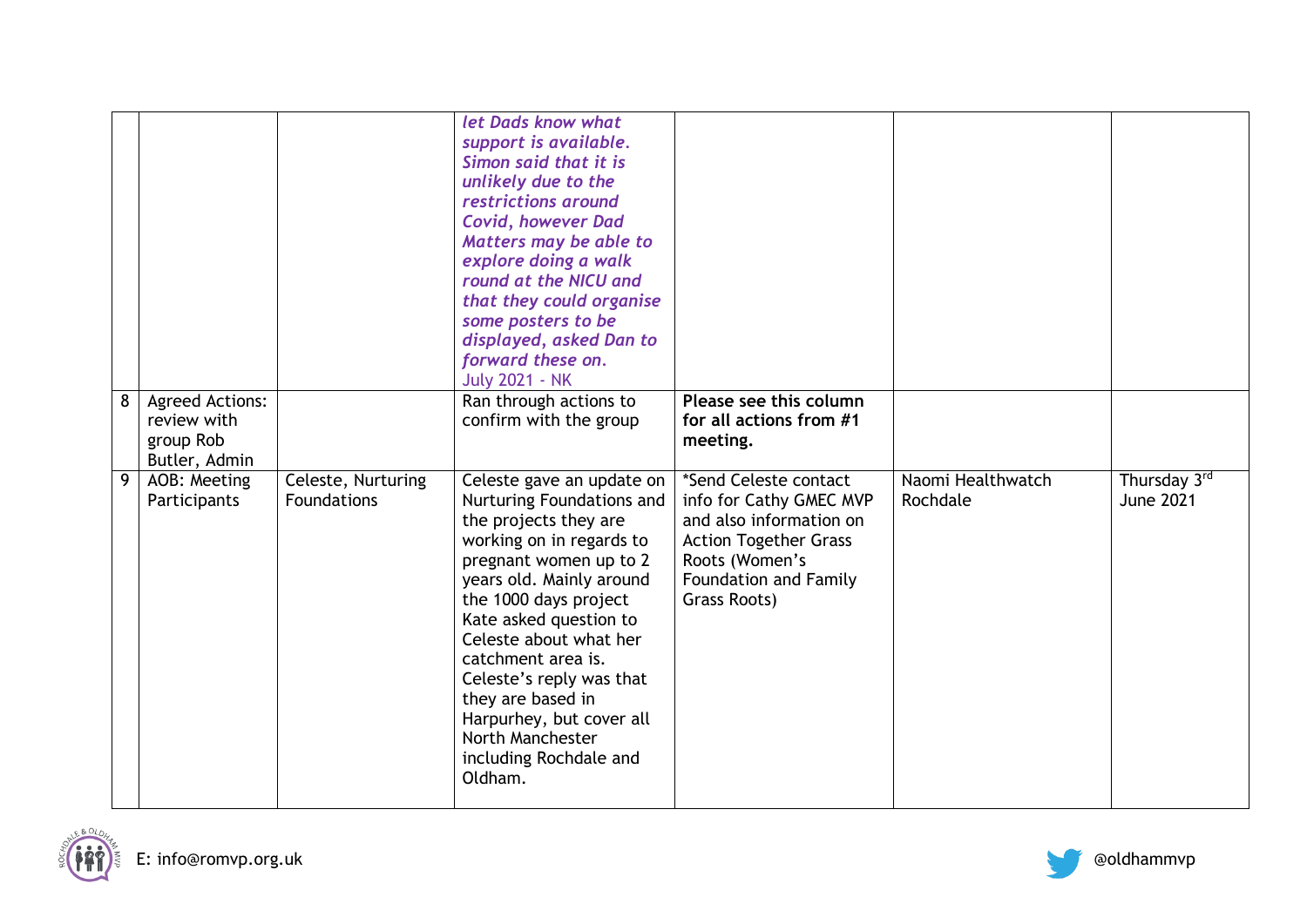| | | | | | | |
|---|---|---|---|---|---|---|
| | | | ***let Dads know what support is available. Simon said that it is unlikely due to the restrictions around Covid, however Dad Matters may be able to explore doing a walk round at the NICU and that they could organise some posters to be displayed, asked Dan to forward these on.*** July 2021 - NK | | | |
| 8 | Agreed Actions: review with group Rob Butler, Admin | | Ran through actions to confirm with the group | **Please see this column for all actions from #1 meeting.** | | |
| 9 | AOB: Meeting Participants | Celeste, Nurturing Foundations | Celeste gave an update on Nurturing Foundations and the projects they are working on in regards to pregnant women up to 2 years old. Mainly around the 1000 days project Kate asked question to Celeste about what her catchment area is. Celeste's reply was that they are based in Harpurhey, but cover all North Manchester including Rochdale and Oldham. | *Send Celeste contact info for Cathy GMEC MVP and also information on Action Together Grass Roots (Women's Foundation and Family Grass Roots) | Naomi Healthwatch Rochdale | Thursday 3rd June 2021 |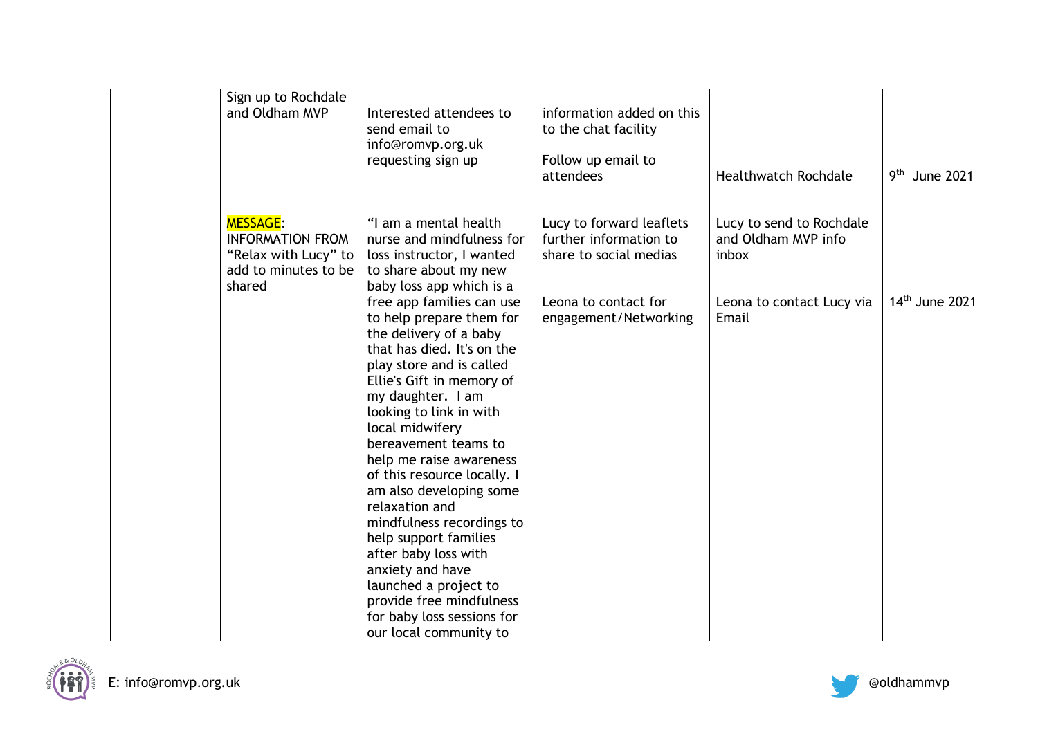|  |  | Sign up to Rochdale and Oldham MVP | Interested attendees to send email to info@romvp.org.uk requesting sign up | information added on this to the chat facility<br><br>Follow up email to attendees | Healthwatch Rochdale | 9th June 2021 |
|---|---|---|---|---|---|---|
|  |  | MESSAGE: INFORMATION FROM "Relax with Lucy" to add to minutes to be shared | "I am a mental health nurse and mindfulness for loss instructor, I wanted to share about my new baby loss app which is a free app families can use to help prepare them for the delivery of a baby that has died. It's on the play store and is called Ellie's Gift in memory of my daughter. I am looking to link in with local midwifery bereavement teams to help me raise awareness of this resource locally. I am also developing some relaxation and mindfulness recordings to help support families after baby loss with anxiety and have launched a project to provide free mindfulness for baby loss sessions for our local community to | Lucy to forward leaflets further information to share to social medias<br><br>Leona to contact for engagement/Networking | Lucy to send to Rochdale and Oldham MVP info inbox<br><br>Leona to contact Lucy via Email | 14th June 2021 |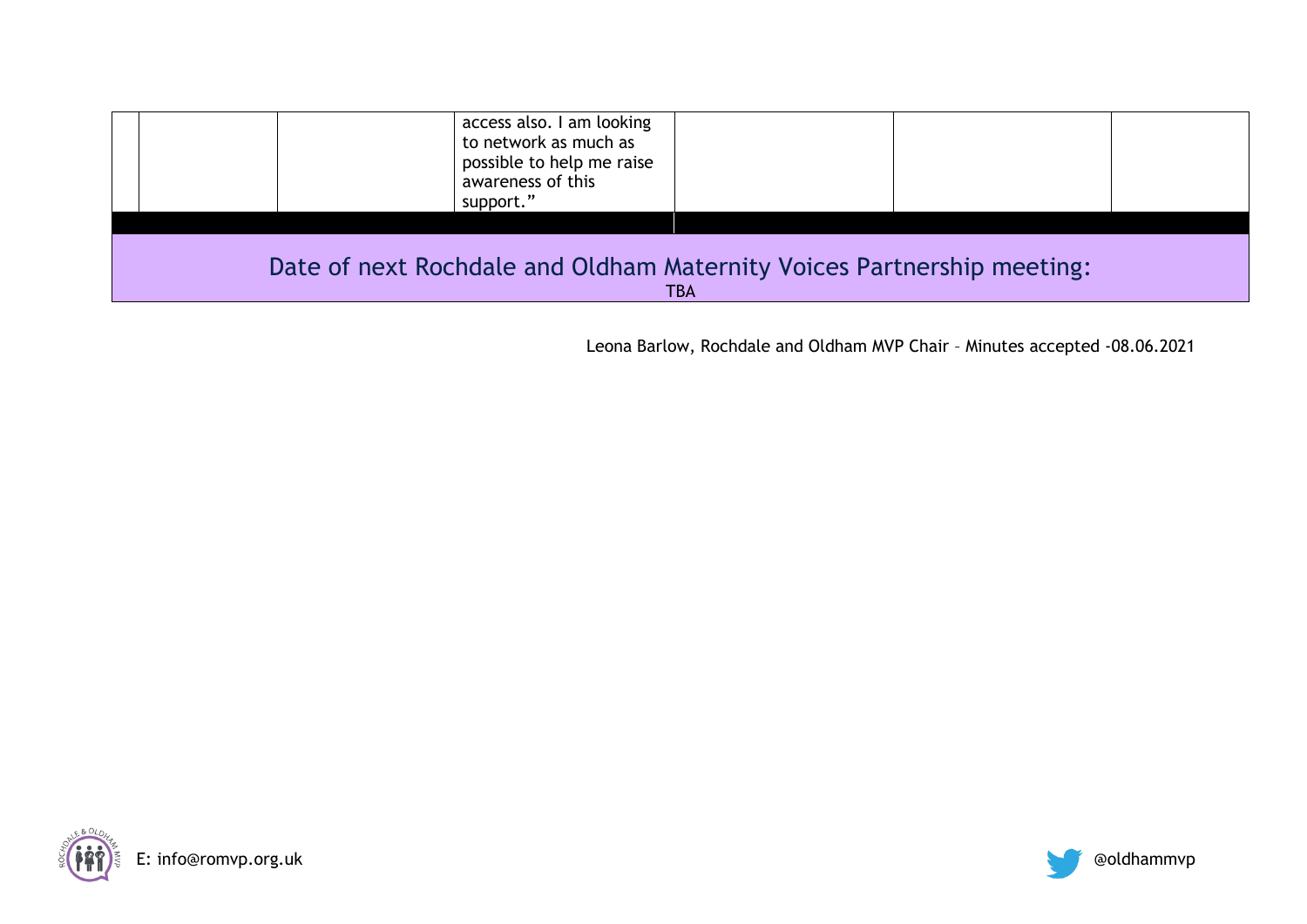| | | | | | | |
|---|---|---|---|---|---|---|
| | | | access also. I am looking to network as much as possible to help me raise awareness of this support." | | | |

**Date of next Rochdale and Oldham Maternity Voices Partnership meeting:**
TBA

Leona Barlow, Rochdale and Oldham MVP Chair – Minutes accepted -08.06.2021

E: info@romvp.org.uk

@oldhammvp